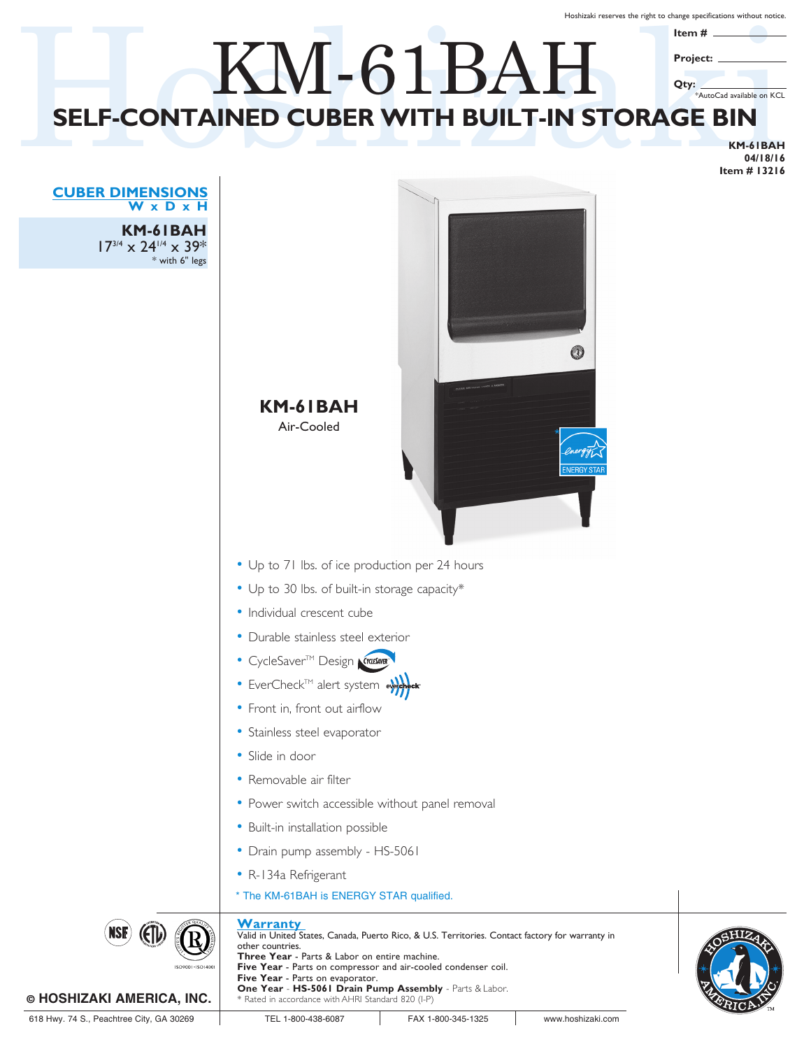Hoshizaki reserves the right to change specifications without notice.

**Item #** ____________

**Project:** ____________

**Qty:** ____________

*AutoCad available on KCL

# KM-61BAH

## SELF-CONTAINED CUBER WITH BUILT-IN STORAGE BIN

**KM-61BAH**
**04/18/16**
**Item # 13216**

### CUBER DIMENSIONS
**W x D x H**

**KM-61BAH**
$17^{3/4}$ x $24^{1/4}$ x 39*
* with 6" legs

**KM-61BAH**
Air-Cooled

- Up to 71 lbs. of ice production per 24 hours
- Up to 30 lbs. of built-in storage capacity*
- Individual crescent cube
- Durable stainless steel exterior
- CycleSaver™ Design
- EverCheck™ alert system
- Front in, front out airflow
- Stainless steel evaporator
- Slide in door
- Removable air filter
- Power switch accessible without panel removal
- Built-in installation possible
- Drain pump assembly - HS-5061
- R-134a Refrigerant

* The KM-61BAH is ENERGY STAR qualified.

### Warranty

Valid in United States, Canada, Puerto Rico, & U.S. Territories. Contact factory for warranty in other countries.
**Three Year** - Parts & Labor on entire machine.
**Five Year** - Parts on compressor and air-cooled condenser coil.
**Five Year** - Parts on evaporator.
**One Year** - **HS-5061 Drain Pump Assembly** - Parts & Labor.
* Rated in accordance with AHRI Standard 820 (I-P)

ISO9001 • ISO14001

© HOSHIZAKI AMERICA, INC.

618 Hwy. 74 S., Peachtree City, GA 30269 | TEL 1-800-438-6087 | FAX 1-800-345-1325 | www.hoshizaki.com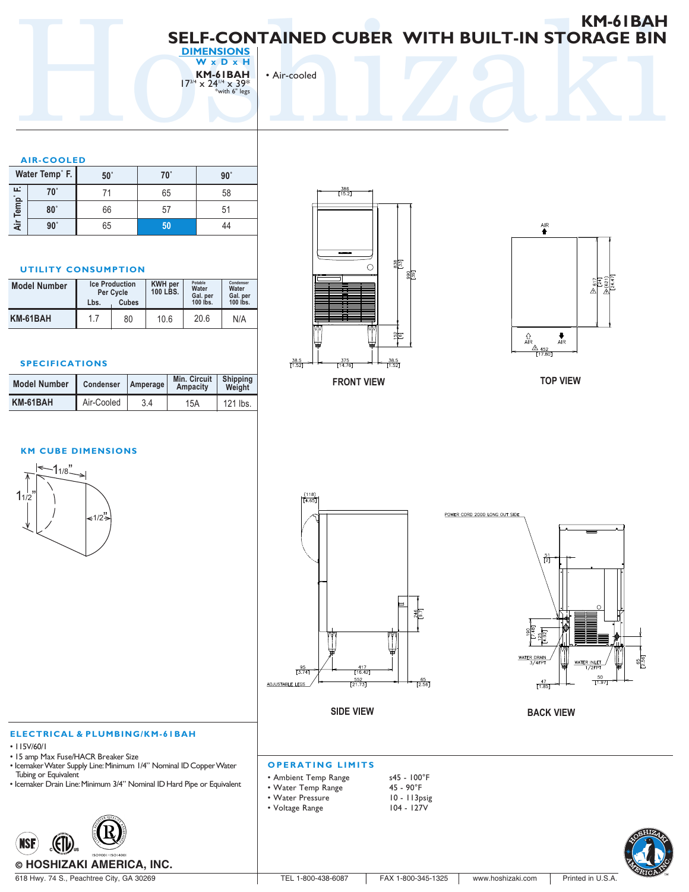# KM-61BAH

# SELF-CONTAINED CUBER WITH BUILT-IN STORAGE BIN

## DIMENSIONS

W x D x H

**KM-61BAH**
17 3/4 x 24 1/4 x 39*
*with 6" legs

- Air-cooled

## AIR-COOLED

| | | Water Temp° F. 50° | 70° | 90° |
|---|---|---|---|---|
| Air Temp° F. | 70° | 71 | 65 | 58 |
| | 80° | 66 | 57 | 51 |
| | 90° | 65 | 50 | 44 |

## UTILITY CONSUMPTION

| Model Number | Ice Production Per Cycle Lbs. | Cubes | KWH per 100 LBS. | Potable Water Gal. per 100 lbs. | Condenser Water Gal. per 100 lbs. |
|---|---|---|---|---|---|
| KM-61BAH | 1.7 | 80 | 10.6 | 20.6 | N/A |

## SPECIFICATIONS

| Model Number | Condenser | Amperage | Min. Circuit Ampacity | Shipping Weight |
|---|---|---|---|---|
| KM-61BAH | Air-Cooled | 3.4 | 15A | 121 lbs. |

## KM CUBE DIMENSIONS

1 1/8"
1 1/2"
1/2"

386 [15.2]
838 [33]
990 [39]
152 [6]
38.5 [1.52]
375 [14.76]
38.5 [1.52]

FRONT VIEW

AIR
617 [24]
621 [24.47]
AIR
AIR
452 [17.80]

TOP VIEW

(118) [4.65]
246 [9.7]
95 [3.74]
417 [16.42]
552 [21.73]
65 [2.56]
ADJUSTABLE LEGS

SIDE VIEW

POWER CORD 2000 LONG OUT SIDE
51 [2]
190 [7.48]
125 [4.92]
WATER DRAIN 3/4FPT
WATER INLET 1/2FPT
65 [2.56]
47 [1.85]
50 [1.97]

BACK VIEW

## ELECTRICAL & PLUMBING/KM-61BAH

- 115V/60/1
- 15 amp Max Fuse/HACR Breaker Size
- Icemaker Water Supply Line: Minimum 1/4" Nominal ID Copper Water Tubing or Equivalent
- Icemaker Drain Line: Minimum 3/4" Nominal ID Hard Pipe or Equivalent

## OPERATING LIMITS

| | |
|---|---|
| • Ambient Temp Range | 45 - 100°F |
| • Water Temp Range | 45 - 90°F |
| • Water Pressure | 10 - 113psig |
| • Voltage Range | 104 - 127V |

ISO9001 • ISO14001

© HOSHIZAKI AMERICA, INC.

618 Hwy. 74 S., Peachtree City, GA 30269 | TEL 1-800-438-6087 | FAX 1-800-345-1325 | www.hoshizaki.com | Printed in U.S.A.